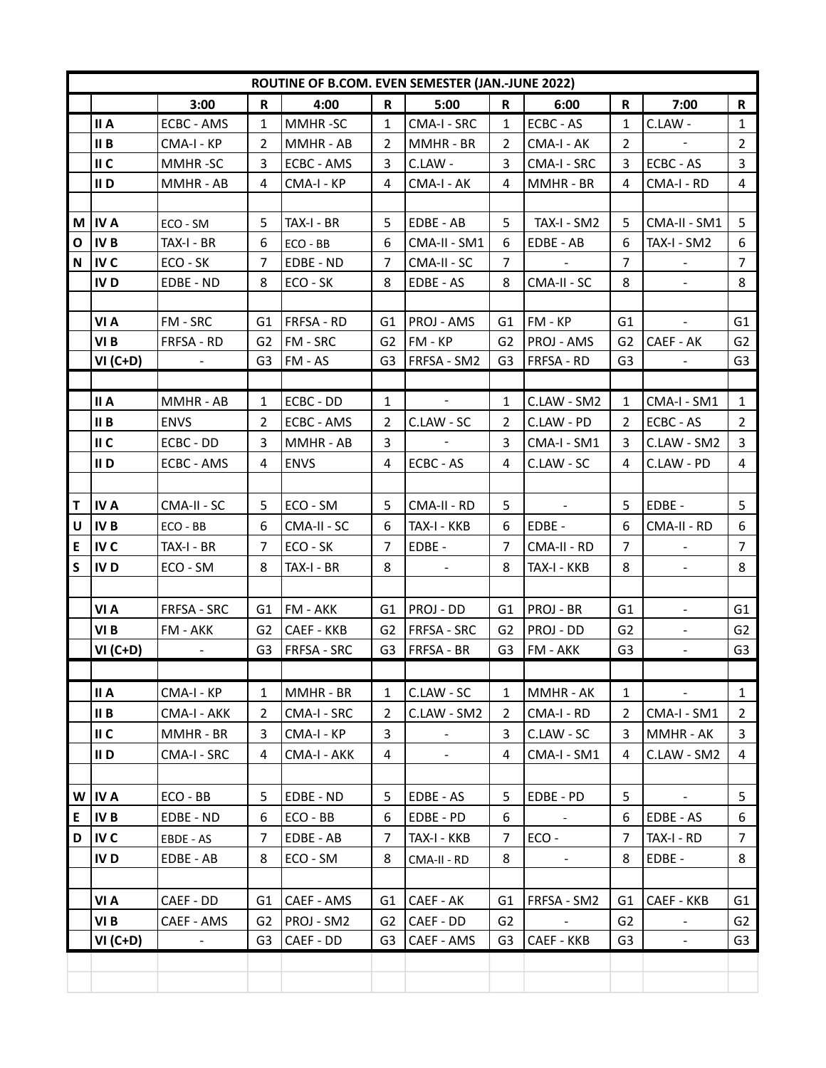| ROUTINE OF B.COM. EVEN SEMESTER (JAN.-JUNE 2022) | | | | | | | | | | | |
|---|---|---|---|---|---|---|---|---|---|---|---|
| | | 3:00 | R | 4:00 | R | 5:00 | R | 6:00 | R | 7:00 | R |
| | II A | ECBC - AMS | 1 | MMHR -SC | 1 | CMA-I - SRC | 1 | ECBC - AS | 1 | C.LAW - | 1 |
| | II B | CMA-I - KP | 2 | MMHR - AB | 2 | MMHR - BR | 2 | CMA-I - AK | 2 | - | 2 |
| | II C | MMHR -SC | 3 | ECBC - AMS | 3 | C.LAW - | 3 | CMA-I - SRC | 3 | ECBC - AS | 3 |
| | II D | MMHR - AB | 4 | CMA-I - KP | 4 | CMA-I - AK | 4 | MMHR - BR | 4 | CMA-I - RD | 4 |
| | | | | | | | | | | | |
| M | IV A | ECO - SM | 5 | TAX-I - BR | 5 | EDBE - AB | 5 | TAX-I - SM2 | 5 | CMA-II - SM1 | 5 |
| O | IV B | TAX-I - BR | 6 | ECO - BB | 6 | CMA-II - SM1 | 6 | EDBE - AB | 6 | TAX-I - SM2 | 6 |
| N | IV C | ECO - SK | 7 | EDBE - ND | 7 | CMA-II - SC | 7 | - | 7 | - | 7 |
| | IV D | EDBE - ND | 8 | ECO - SK | 8 | EDBE - AS | 8 | CMA-II - SC | 8 | - | 8 |
| | | | | | | | | | | | |
| | VI A | FM - SRC | G1 | FRFSA - RD | G1 | PROJ - AMS | G1 | FM - KP | G1 | - | G1 |
| | VI B | FRFSA - RD | G2 | FM - SRC | G2 | FM - KP | G2 | PROJ - AMS | G2 | CAEF - AK | G2 |
| | VI (C+D) | - | G3 | FM - AS | G3 | FRFSA - SM2 | G3 | FRFSA - RD | G3 | - | G3 |
| | | | | | | | | | | | |
| | II A | MMHR - AB | 1 | ECBC - DD | 1 | - | 1 | C.LAW - SM2 | 1 | CMA-I - SM1 | 1 |
| | II B | ENVS | 2 | ECBC - AMS | 2 | C.LAW - SC | 2 | C.LAW - PD | 2 | ECBC - AS | 2 |
| | II C | ECBC - DD | 3 | MMHR - AB | 3 | - | 3 | CMA-I - SM1 | 3 | C.LAW - SM2 | 3 |
| | II D | ECBC - AMS | 4 | ENVS | 4 | ECBC - AS | 4 | C.LAW - SC | 4 | C.LAW - PD | 4 |
| | | | | | | | | | | | |
| T | IV A | CMA-II - SC | 5 | ECO - SM | 5 | CMA-II - RD | 5 | - | 5 | EDBE - | 5 |
| U | IV B | ECO - BB | 6 | CMA-II - SC | 6 | TAX-I - KKB | 6 | EDBE - | 6 | CMA-II - RD | 6 |
| E | IV C | TAX-I - BR | 7 | ECO - SK | 7 | EDBE - | 7 | CMA-II - RD | 7 | - | 7 |
| S | IV D | ECO - SM | 8 | TAX-I - BR | 8 | - | 8 | TAX-I - KKB | 8 | - | 8 |
| | | | | | | | | | | | |
| | VI A | FRFSA - SRC | G1 | FM - AKK | G1 | PROJ - DD | G1 | PROJ - BR | G1 | - | G1 |
| | VI B | FM - AKK | G2 | CAEF - KKB | G2 | FRFSA - SRC | G2 | PROJ - DD | G2 | - | G2 |
| | VI (C+D) | - | G3 | FRFSA - SRC | G3 | FRFSA - BR | G3 | FM - AKK | G3 | - | G3 |
| | | | | | | | | | | | |
| | II A | CMA-I - KP | 1 | MMHR - BR | 1 | C.LAW - SC | 1 | MMHR - AK | 1 | - | 1 |
| | II B | CMA-I - AKK | 2 | CMA-I - SRC | 2 | C.LAW - SM2 | 2 | CMA-I - RD | 2 | CMA-I - SM1 | 2 |
| | II C | MMHR - BR | 3 | CMA-I - KP | 3 | - | 3 | C.LAW - SC | 3 | MMHR - AK | 3 |
| | II D | CMA-I - SRC | 4 | CMA-I - AKK | 4 | - | 4 | CMA-I - SM1 | 4 | C.LAW - SM2 | 4 |
| | | | | | | | | | | | |
| W | IV A | ECO - BB | 5 | EDBE - ND | 5 | EDBE - AS | 5 | EDBE - PD | 5 | - | 5 |
| E | IV B | EDBE - ND | 6 | ECO - BB | 6 | EDBE - PD | 6 | - | 6 | EDBE - AS | 6 |
| D | IV C | EBDE - AS | 7 | EDBE - AB | 7 | TAX-I - KKB | 7 | ECO - | 7 | TAX-I - RD | 7 |
| | IV D | EDBE - AB | 8 | ECO - SM | 8 | CMA-II - RD | 8 | - | 8 | EDBE - | 8 |
| | | | | | | | | | | | |
| | VI A | CAEF - DD | G1 | CAEF - AMS | G1 | CAEF - AK | G1 | FRFSA - SM2 | G1 | CAEF - KKB | G1 |
| | VI B | CAEF - AMS | G2 | PROJ - SM2 | G2 | CAEF - DD | G2 | - | G2 | - | G2 |
| | VI (C+D) | - | G3 | CAEF - DD | G3 | CAEF - AMS | G3 | CAEF - KKB | G3 | - | G3 |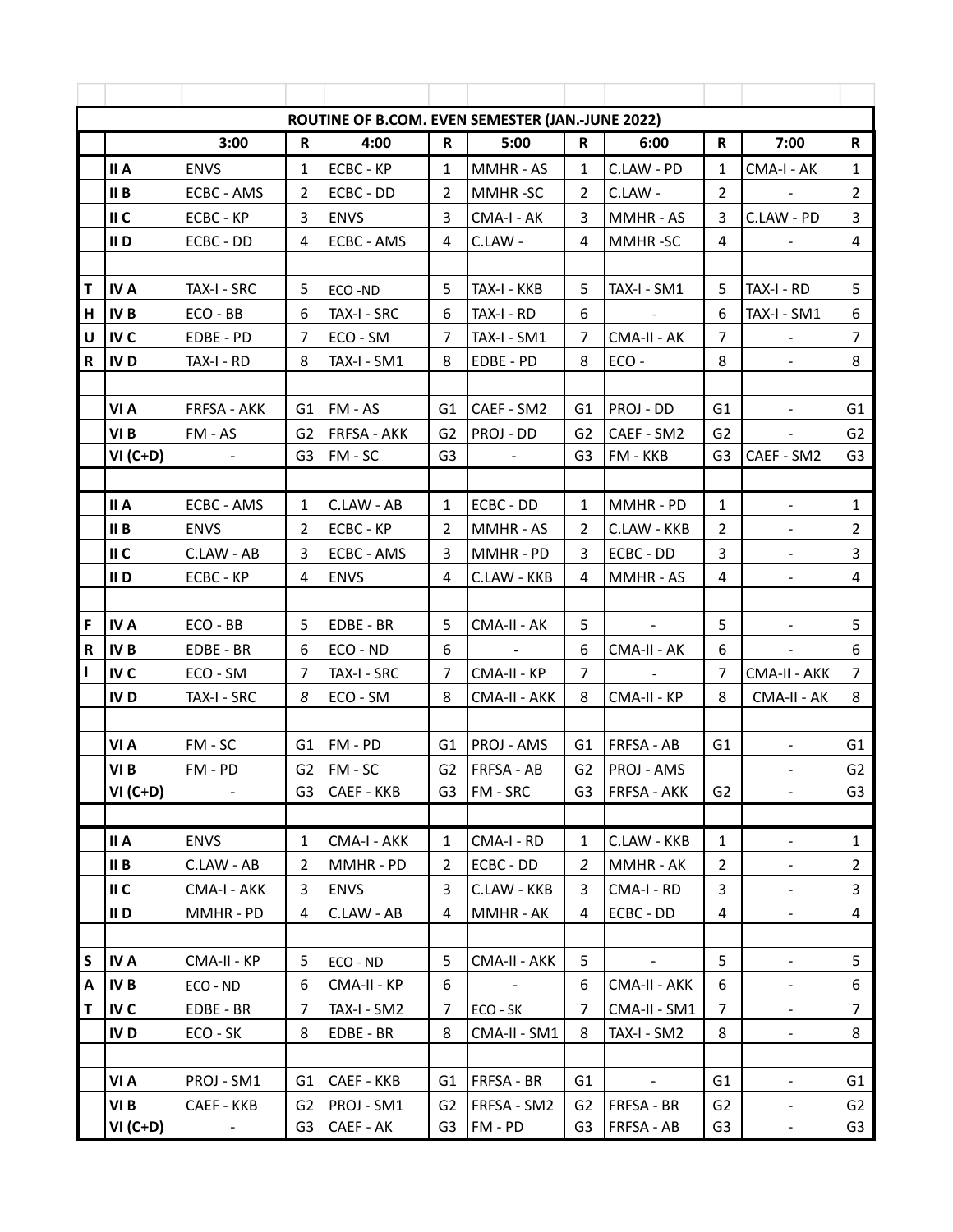| | | | | | | | | | | | |
|---|---|---|---|---|---|---|---|---|---|---|---|
| ROUTINE OF B.COM. EVEN SEMESTER (JAN.-JUNE 2022) | | | | | | | | | | | |
| | | 3:00 | R | 4:00 | R | 5:00 | R | 6:00 | R | 7:00 | R |
| | II A | ENVS | 1 | ECBC - KP | 1 | MMHR - AS | 1 | C.LAW - PD | 1 | CMA-I - AK | 1 |
| | II B | ECBC - AMS | 2 | ECBC - DD | 2 | MMHR -SC | 2 | C.LAW - | 2 | - | 2 |
| | II C | ECBC - KP | 3 | ENVS | 3 | CMA-I - AK | 3 | MMHR - AS | 3 | C.LAW - PD | 3 |
| | II D | ECBC - DD | 4 | ECBC - AMS | 4 | C.LAW - | 4 | MMHR -SC | 4 | - | 4 |
| | | | | | | | | | | | |
| T | IV A | TAX-I - SRC | 5 | ECO -ND | 5 | TAX-I - KKB | 5 | TAX-I - SM1 | 5 | TAX-I - RD | 5 |
| H | IV B | ECO - BB | 6 | TAX-I - SRC | 6 | TAX-I - RD | 6 | - | 6 | TAX-I - SM1 | 6 |
| U | IV C | EDBE - PD | 7 | ECO - SM | 7 | TAX-I - SM1 | 7 | CMA-II - AK | 7 | - | 7 |
| R | IV D | TAX-I - RD | 8 | TAX-I - SM1 | 8 | EDBE - PD | 8 | ECO - | 8 | - | 8 |
| | | | | | | | | | | | |
| | VI A | FRFSA - AKK | G1 | FM - AS | G1 | CAEF - SM2 | G1 | PROJ - DD | G1 | - | G1 |
| | VI B | FM - AS | G2 | FRFSA - AKK | G2 | PROJ - DD | G2 | CAEF - SM2 | G2 | - | G2 |
| | VI (C+D) | - | G3 | FM - SC | G3 | - | G3 | FM - KKB | G3 | CAEF - SM2 | G3 |
| | | | | | | | | | | | |
| | II A | ECBC - AMS | 1 | C.LAW - AB | 1 | ECBC - DD | 1 | MMHR - PD | 1 | - | 1 |
| | II B | ENVS | 2 | ECBC - KP | 2 | MMHR - AS | 2 | C.LAW - KKB | 2 | - | 2 |
| | II C | C.LAW - AB | 3 | ECBC - AMS | 3 | MMHR - PD | 3 | ECBC - DD | 3 | - | 3 |
| | II D | ECBC - KP | 4 | ENVS | 4 | C.LAW - KKB | 4 | MMHR - AS | 4 | - | 4 |
| | | | | | | | | | | | |
| F | IV A | ECO - BB | 5 | EDBE - BR | 5 | CMA-II - AK | 5 | - | 5 | - | 5 |
| R | IV B | EDBE - BR | 6 | ECO - ND | 6 | - | 6 | CMA-II - AK | 6 | - | 6 |
| I | IV C | ECO - SM | 7 | TAX-I - SRC | 7 | CMA-II - KP | 7 | - | 7 | CMA-II - AKK | 7 |
| | IV D | TAX-I - SRC | *8* | ECO - SM | 8 | CMA-II - AKK | 8 | CMA-II - KP | 8 | CMA-II - AK | 8 |
| | | | | | | | | | | | |
| | VI A | FM - SC | G1 | FM - PD | G1 | PROJ - AMS | G1 | FRFSA - AB | G1 | - | G1 |
| | VI B | FM - PD | G2 | FM - SC | G2 | FRFSA - AB | G2 | PROJ - AMS | | - | G2 |
| | VI (C+D) | - | G3 | CAEF - KKB | G3 | FM - SRC | G3 | FRFSA - AKK | G2 | - | G3 |
| | | | | | | | | | | | |
| | II A | ENVS | 1 | CMA-I - AKK | 1 | CMA-I - RD | 1 | C.LAW - KKB | 1 | - | 1 |
| | II B | C.LAW - AB | 2 | MMHR - PD | 2 | ECBC - DD | *2* | MMHR - AK | 2 | - | 2 |
| | II C | CMA-I - AKK | 3 | ENVS | 3 | C.LAW - KKB | 3 | CMA-I - RD | 3 | - | 3 |
| | II D | MMHR - PD | 4 | C.LAW - AB | 4 | MMHR - AK | 4 | ECBC - DD | 4 | - | 4 |
| | | | | | | | | | | | |
| S | IV A | CMA-II - KP | 5 | ECO - ND | 5 | CMA-II - AKK | 5 | - | 5 | - | 5 |
| A | IV B | ECO - ND | 6 | CMA-II - KP | 6 | - | 6 | CMA-II - AKK | 6 | - | 6 |
| T | IV C | EDBE - BR | 7 | TAX-I - SM2 | 7 | ECO - SK | 7 | CMA-II - SM1 | 7 | - | 7 |
| | IV D | ECO - SK | 8 | EDBE - BR | 8 | CMA-II - SM1 | 8 | TAX-I - SM2 | 8 | - | 8 |
| | | | | | | | | | | | |
| | VI A | PROJ - SM1 | G1 | CAEF - KKB | G1 | FRFSA - BR | G1 | - | G1 | - | G1 |
| | VI B | CAEF - KKB | G2 | PROJ - SM1 | G2 | FRFSA - SM2 | G2 | FRFSA - BR | G2 | - | G2 |
| | VI (C+D) | - | G3 | CAEF - AK | G3 | FM - PD | G3 | FRFSA - AB | G3 | - | G3 |